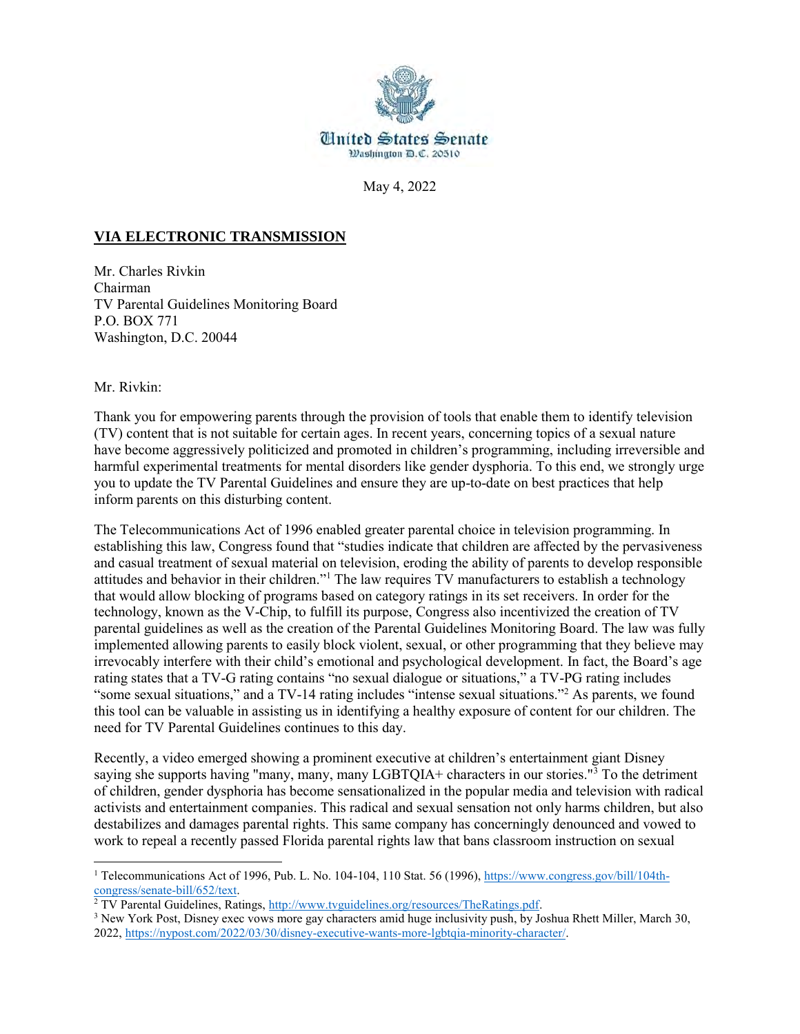United States Senate
Washington D.C. 20510

May 4, 2022

**VIA ELECTRONIC TRANSMISSION**

Mr. Charles Rivkin
Chairman
TV Parental Guidelines Monitoring Board
P.O. BOX 771
Washington, D.C. 20044

Mr. Rivkin:

Thank you for empowering parents through the provision of tools that enable them to identify television (TV) content that is not suitable for certain ages. In recent years, concerning topics of a sexual nature have become aggressively politicized and promoted in children's programming, including irreversible and harmful experimental treatments for mental disorders like gender dysphoria. To this end, we strongly urge you to update the TV Parental Guidelines and ensure they are up-to-date on best practices that help inform parents on this disturbing content.

The Telecommunications Act of 1996 enabled greater parental choice in television programming. In establishing this law, Congress found that "studies indicate that children are affected by the pervasiveness and casual treatment of sexual material on television, eroding the ability of parents to develop responsible attitudes and behavior in their children."[1] The law requires TV manufacturers to establish a technology that would allow blocking of programs based on category ratings in its set receivers. In order for the technology, known as the V-Chip, to fulfill its purpose, Congress also incentivized the creation of TV parental guidelines as well as the creation of the Parental Guidelines Monitoring Board. The law was fully implemented allowing parents to easily block violent, sexual, or other programming that they believe may irrevocably interfere with their child's emotional and psychological development. In fact, the Board's age rating states that a TV-G rating contains "no sexual dialogue or situations," a TV-PG rating includes "some sexual situations," and a TV-14 rating includes "intense sexual situations."[2] As parents, we found this tool can be valuable in assisting us in identifying a healthy exposure of content for our children. The need for TV Parental Guidelines continues to this day.

Recently, a video emerged showing a prominent executive at children's entertainment giant Disney saying she supports having "many, many, many LGBTQIA+ characters in our stories."[3] To the detriment of children, gender dysphoria has become sensationalized in the popular media and television with radical activists and entertainment companies. This radical and sexual sensation not only harms children, but also destabilizes and damages parental rights. This same company has concerningly denounced and vowed to work to repeal a recently passed Florida parental rights law that bans classroom instruction on sexual

---

[1] Telecommunications Act of 1996, Pub. L. No. 104-104, 110 Stat. 56 (1996), https://www.congress.gov/bill/104th-congress/senate-bill/652/text.

[2] TV Parental Guidelines, Ratings, http://www.tvguidelines.org/resources/TheRatings.pdf.

[3] New York Post, Disney exec vows more gay characters amid huge inclusivity push, by Joshua Rhett Miller, March 30, 2022, https://nypost.com/2022/03/30/disney-executive-wants-more-lgbtqia-minority-character/.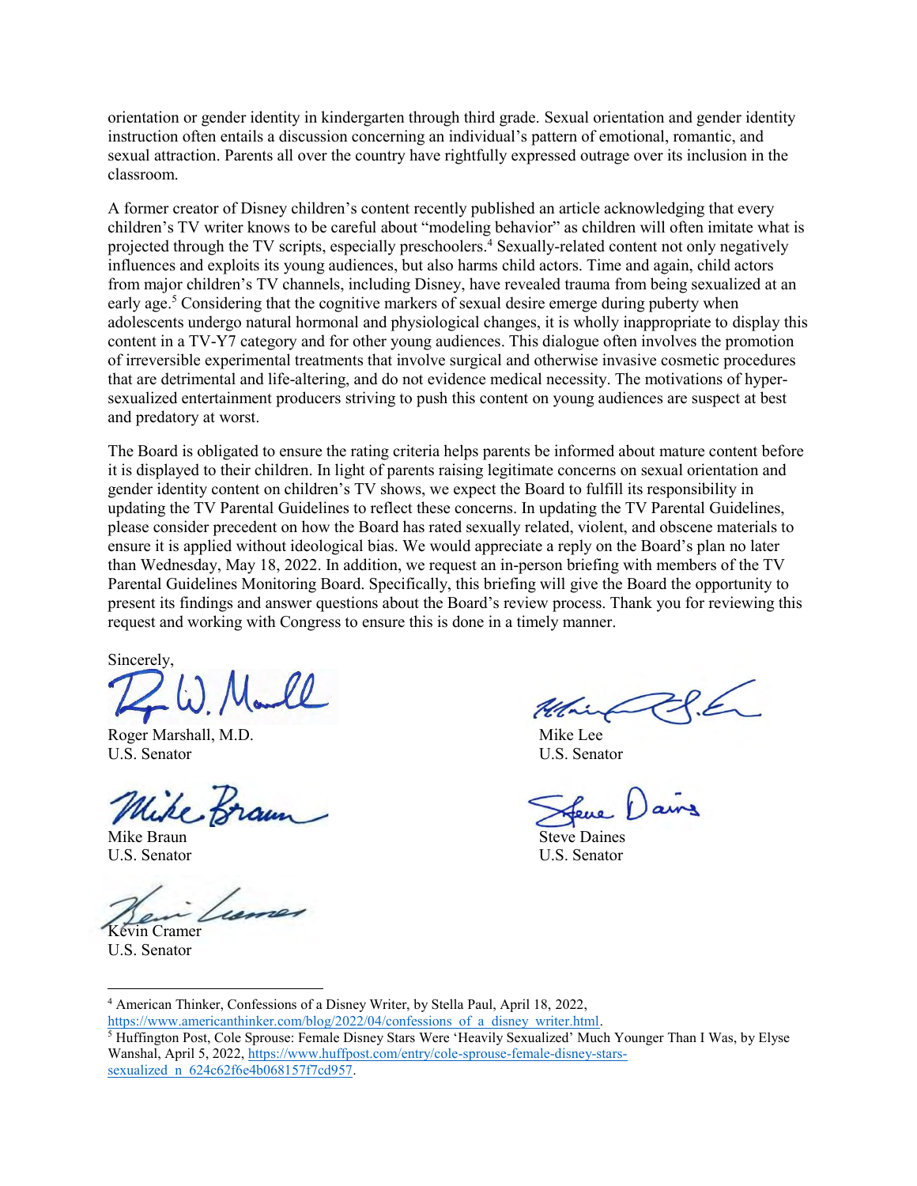orientation or gender identity in kindergarten through third grade. Sexual orientation and gender identity instruction often entails a discussion concerning an individual's pattern of emotional, romantic, and sexual attraction. Parents all over the country have rightfully expressed outrage over its inclusion in the classroom.

A former creator of Disney children's content recently published an article acknowledging that every children's TV writer knows to be careful about "modeling behavior" as children will often imitate what is projected through the TV scripts, especially preschoolers.[4] Sexually-related content not only negatively influences and exploits its young audiences, but also harms child actors. Time and again, child actors from major children's TV channels, including Disney, have revealed trauma from being sexualized at an early age.[5] Considering that the cognitive markers of sexual desire emerge during puberty when adolescents undergo natural hormonal and physiological changes, it is wholly inappropriate to display this content in a TV-Y7 category and for other young audiences. This dialogue often involves the promotion of irreversible experimental treatments that involve surgical and otherwise invasive cosmetic procedures that are detrimental and life-altering, and do not evidence medical necessity. The motivations of hyper-sexualized entertainment producers striving to push this content on young audiences are suspect at best and predatory at worst.

The Board is obligated to ensure the rating criteria helps parents be informed about mature content before it is displayed to their children. In light of parents raising legitimate concerns on sexual orientation and gender identity content on children's TV shows, we expect the Board to fulfill its responsibility in updating the TV Parental Guidelines to reflect these concerns. In updating the TV Parental Guidelines, please consider precedent on how the Board has rated sexually related, violent, and obscene materials to ensure it is applied without ideological bias. We would appreciate a reply on the Board's plan no later than Wednesday, May 18, 2022. In addition, we request an in-person briefing with members of the TV Parental Guidelines Monitoring Board. Specifically, this briefing will give the Board the opportunity to present its findings and answer questions about the Board's review process. Thank you for reviewing this request and working with Congress to ensure this is done in a timely manner.

Sincerely,

Roger Marshall, M.D.
U.S. Senator

Mike Lee
U.S. Senator

Mike Braun
U.S. Senator

Steve Daines
U.S. Senator

Kevin Cramer
U.S. Senator

---

[4] American Thinker, Confessions of a Disney Writer, by Stella Paul, April 18, 2022, https://www.americanthinker.com/blog/2022/04/confessions_of_a_disney_writer.html.

[5] Huffington Post, Cole Sprouse: Female Disney Stars Were 'Heavily Sexualized' Much Younger Than I Was, by Elyse Wanshal, April 5, 2022, https://www.huffpost.com/entry/cole-sprouse-female-disney-stars-sexualized_n_624c62f6e4b068157f7cd957.